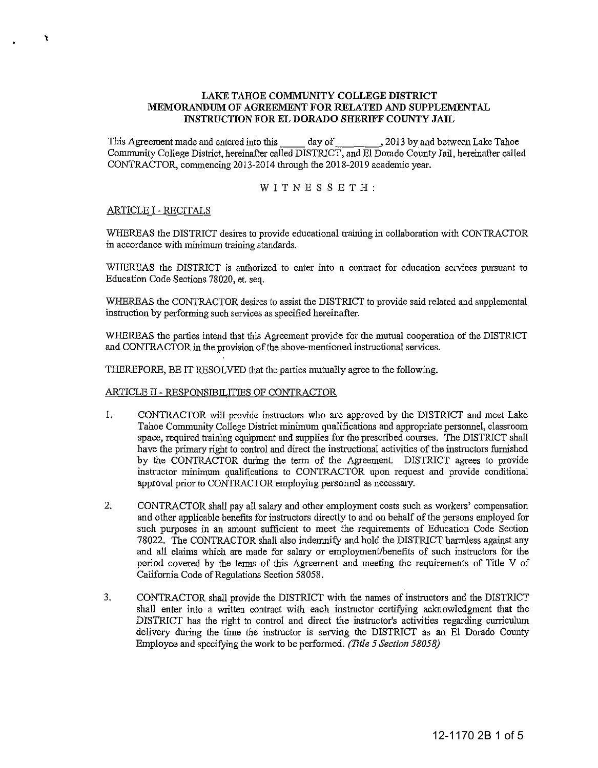# LAKE TAHOE COMMUNITY COLLEGE DISTRICT MEMORANDUM OF AGREEMENT FOR RELATED AND SUPPLEMENTAL INSTRUCTION FOR EL DORADO SHERIFF COUNTY JAIL

This Agreement made and entered into this _____ day of _________, 2013 by and between Lake Tahoe Community College District, hereinafter called DISTRICT, and El Dorado County Jail, hereinafter called CONTRACTOR, commencing 2013-2014 through the 2018-2019 academic year.

W I T N E S S E T H :

ARTICLE I - RECITALS

WHEREAS the DISTRICT desires to provide educational training in collaboration with CONTRACTOR in accordance with minimum training standards.

WHEREAS the DISTRICT is authorized to enter into a contract for education services pursuant to Education Code Sections 78020, et. seq.

WHEREAS the CONTRACTOR desires to assist the DISTRICT to provide said related and supplemental instruction by performing such services as specified hereinafter.

WHEREAS the parties intend that this Agreement provide for the mutual cooperation of the DISTRICT and CONTRACTOR in the provision of the above-mentioned instructional services.

THEREFORE, BE IT RESOLVED that the parties mutually agree to the following.

ARTICLE II - RESPONSIBILITIES OF CONTRACTOR

1. CONTRACTOR will provide instructors who are approved by the DISTRICT and meet Lake Tahoe Community College District minimum qualifications and appropriate personnel, classroom space, required training equipment and supplies for the prescribed courses. The DISTRICT shall have the primary right to control and direct the instructional activities of the instructors furnished by the CONTRACTOR during the term of the Agreement. DISTRICT agrees to provide instructor minimum qualifications to CONTRACTOR upon request and provide conditional approval prior to CONTRACTOR employing personnel as necessary.

2. CONTRACTOR shall pay all salary and other employment costs such as workers' compensation and other applicable benefits for instructors directly to and on behalf of the persons employed for such purposes in an amount sufficient to meet the requirements of Education Code Section 78022. The CONTRACTOR shall also indemnify and hold the DISTRICT harmless against any and all claims which are made for salary or employment/benefits of such instructors for the period covered by the terms of this Agreement and meeting the requirements of Title V of California Code of Regulations Section 58058.

3. CONTRACTOR shall provide the DISTRICT with the names of instructors and the DISTRICT shall enter into a written contract with each instructor certifying acknowledgment that the DISTRICT has the right to control and direct the instructor's activities regarding curriculum delivery during the time the instructor is serving the DISTRICT as an El Dorado County Employee and specifying the work to be performed. *(Title 5 Section 58058)*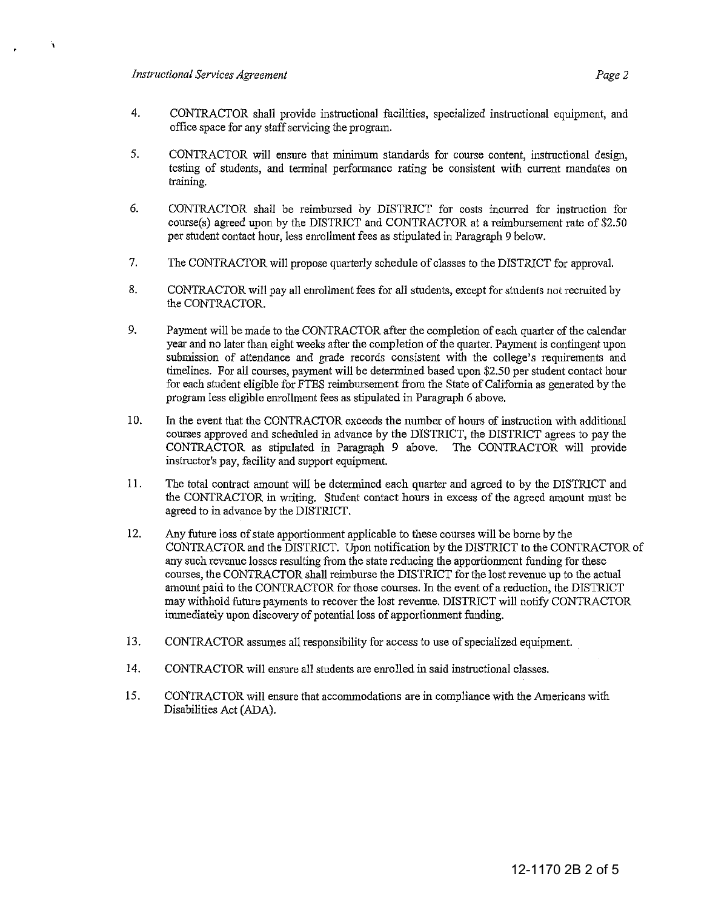4. CONTRACTOR shall provide instructional facilities, specialized instructional equipment, and office space for any staff servicing the program.

5. CONTRACTOR will ensure that minimum standards for course content, instructional design, testing of students, and terminal performance rating be consistent with current mandates on training.

6. CONTRACTOR shall be reimbursed by DISTRICT for costs incurred for instruction for course(s) agreed upon by the DISTRICT and CONTRACTOR at a reimbursement rate of $2.50 per student contact hour, less enrollment fees as stipulated in Paragraph 9 below.

7. The CONTRACTOR will propose quarterly schedule of classes to the DISTRICT for approval.

8. CONTRACTOR will pay all enrollment fees for all students, except for students not recruited by the CONTRACTOR.

9. Payment will be made to the CONTRACTOR after the completion of each quarter of the calendar year and no later than eight weeks after the completion of the quarter. Payment is contingent upon submission of attendance and grade records consistent with the college's requirements and timelines. For all courses, payment will be determined based upon $2.50 per student contact hour for each student eligible for FTES reimbursement from the State of California as generated by the program less eligible enrollment fees as stipulated in Paragraph 6 above.

10. In the event that the CONTRACTOR exceeds the number of hours of instruction with additional courses approved and scheduled in advance by the DISTRICT, the DISTRICT agrees to pay the CONTRACTOR as stipulated in Paragraph 9 above. The CONTRACTOR will provide instructor's pay, facility and support equipment.

11. The total contract amount will be determined each quarter and agreed to by the DISTRICT and the CONTRACTOR in writing. Student contact hours in excess of the agreed amount must be agreed to in advance by the DISTRICT.

12. Any future loss of state apportionment applicable to these courses will be borne by the CONTRACTOR and the DISTRICT. Upon notification by the DISTRICT to the CONTRACTOR of any such revenue losses resulting from the state reducing the apportionment funding for these courses, the CONTRACTOR shall reimburse the DISTRICT for the lost revenue up to the actual amount paid to the CONTRACTOR for those courses. In the event of a reduction, the DISTRICT may withhold future payments to recover the lost revenue. DISTRICT will notify CONTRACTOR immediately upon discovery of potential loss of apportionment funding.

13. CONTRACTOR assumes all responsibility for access to use of specialized equipment.

14. CONTRACTOR will ensure all students are enrolled in said instructional classes.

15. CONTRACTOR will ensure that accommodations are in compliance with the Americans with Disabilities Act (ADA).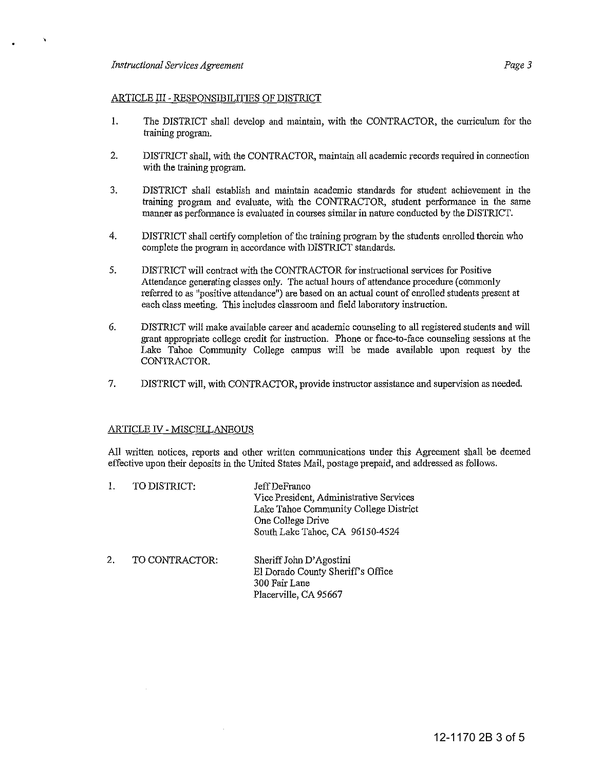## ARTICLE III - RESPONSIBILITIES OF DISTRICT

1. The DISTRICT shall develop and maintain, with the CONTRACTOR, the curriculum for the training program.

2. DISTRICT shall, with the CONTRACTOR, maintain all academic records required in connection with the training program.

3. DISTRICT shall establish and maintain academic standards for student achievement in the training program and evaluate, with the CONTRACTOR, student performance in the same manner as performance is evaluated in courses similar in nature conducted by the DISTRICT.

4. DISTRICT shall certify completion of the training program by the students enrolled therein who complete the program in accordance with DISTRICT standards.

5. DISTRICT will contract with the CONTRACTOR for instructional services for Positive Attendance generating classes only. The actual hours of attendance procedure (commonly referred to as "positive attendance") are based on an actual count of enrolled students present at each class meeting. This includes classroom and field laboratory instruction.

6. DISTRICT will make available career and academic counseling to all registered students and will grant appropriate college credit for instruction. Phone or face-to-face counseling sessions at the Lake Tahoe Community College campus will be made available upon request by the CONTRACTOR.

7. DISTRICT will, with CONTRACTOR, provide instructor assistance and supervision as needed.

## ARTICLE IV - MISCELLANEOUS

All written notices, reports and other written communications under this Agreement shall be deemed effective upon their deposits in the United States Mail, postage prepaid, and addressed as follows.

1. TO DISTRICT:

   Jeff DeFranco
   Vice President, Administrative Services
   Lake Tahoe Community College District
   One College Drive
   South Lake Tahoe, CA 96150-4524

2. TO CONTRACTOR:

   Sheriff John D'Agostini
   El Dorado County Sheriff's Office
   300 Fair Lane
   Placerville, CA 95667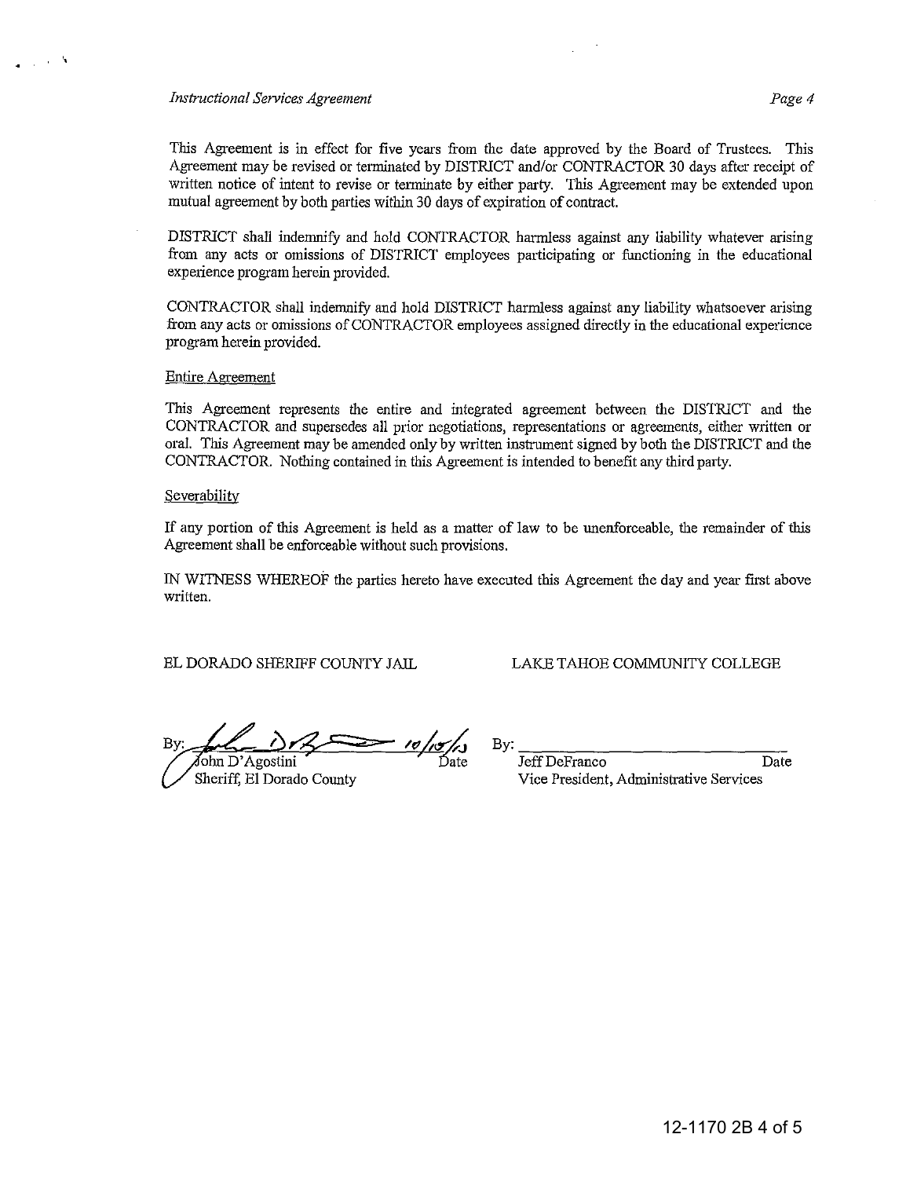This Agreement is in effect for five years from the date approved by the Board of Trustees. This Agreement may be revised or terminated by DISTRICT and/or CONTRACTOR 30 days after receipt of written notice of intent to revise or terminate by either party. This Agreement may be extended upon mutual agreement by both parties within 30 days of expiration of contract.

DISTRICT shall indemnify and hold CONTRACTOR harmless against any liability whatever arising from any acts or omissions of DISTRICT employees participating or functioning in the educational experience program herein provided.

CONTRACTOR shall indemnify and hold DISTRICT harmless against any liability whatsoever arising from any acts or omissions of CONTRACTOR employees assigned directly in the educational experience program herein provided.

Entire Agreement

This Agreement represents the entire and integrated agreement between the DISTRICT and the CONTRACTOR and supersedes all prior negotiations, representations or agreements, either written or oral. This Agreement may be amended only by written instrument signed by both the DISTRICT and the CONTRACTOR. Nothing contained in this Agreement is intended to benefit any third party.

Severability

If any portion of this Agreement is held as a matter of law to be unenforceable, the remainder of this Agreement shall be enforceable without such provisions.

IN WITNESS WHEREOF the parties hereto have executed this Agreement the day and year first above written.

EL DORADO SHERIFF COUNTY JAIL

By: _____________________ 10/15/13
John D'Agostini Date
Sheriff, El Dorado County

LAKE TAHOE COMMUNITY COLLEGE

By: _____________________
Jeff DeFranco Date
Vice President, Administrative Services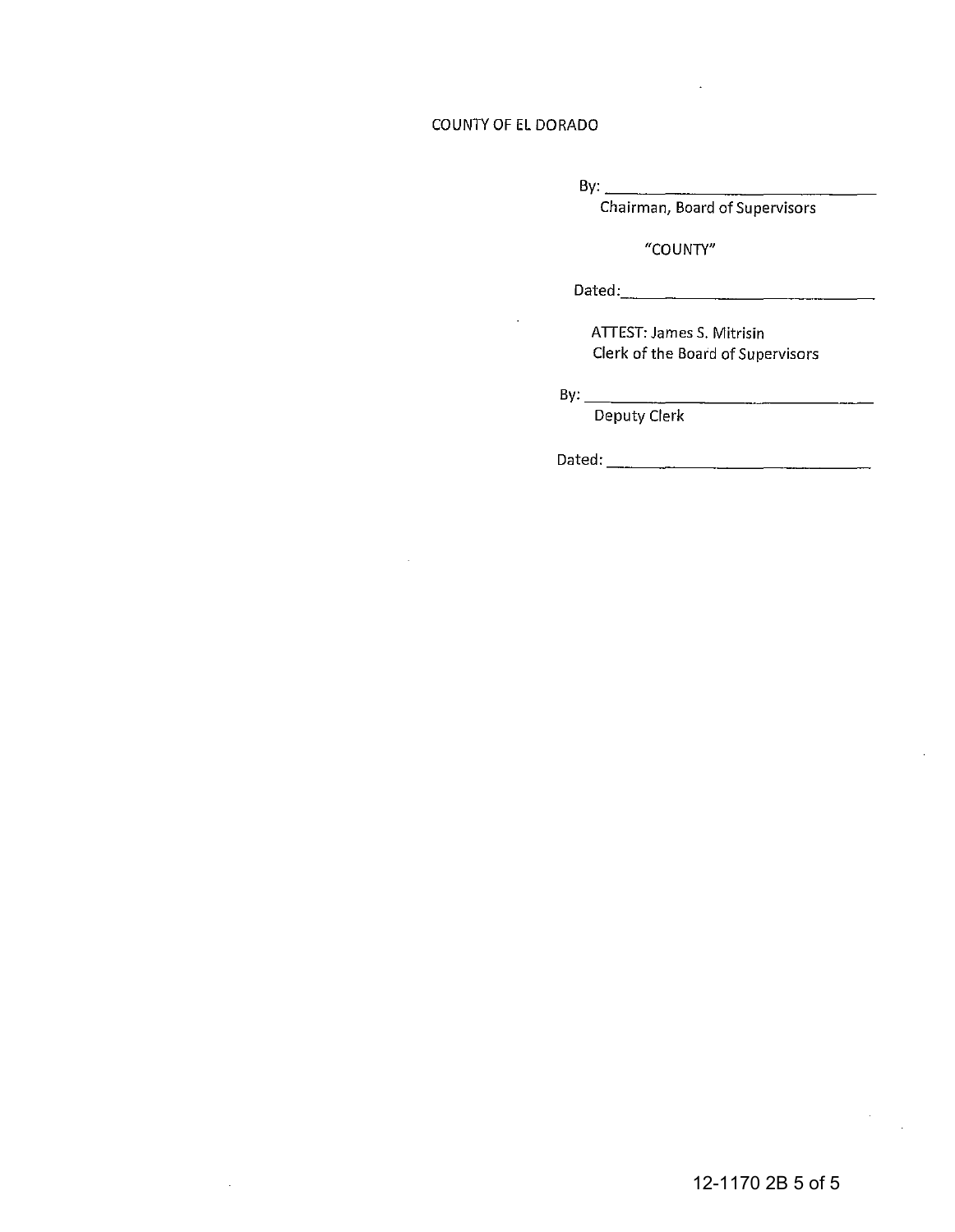COUNTY OF EL DORADO

By: ______________________________
Chairman, Board of Supervisors

"COUNTY"

Dated: ______________________________

ATTEST: James S. Mitrisin
Clerk of the Board of Supervisors

By: ______________________________
Deputy Clerk

Dated: ______________________________